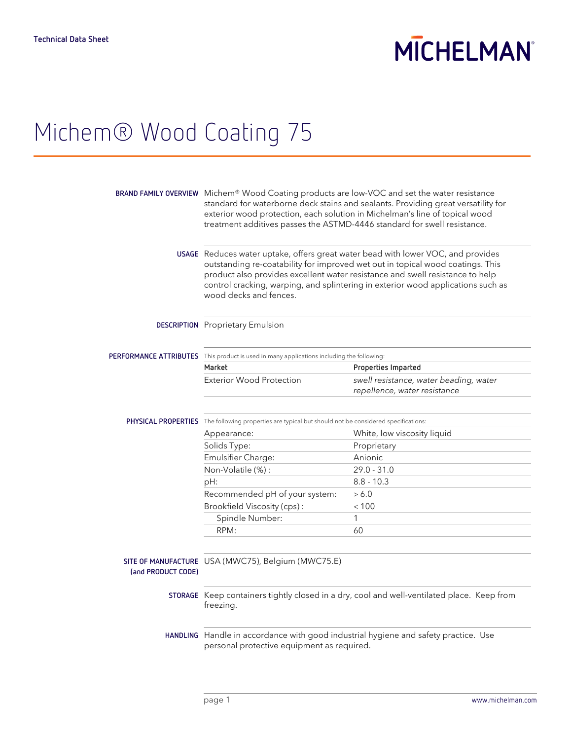Technical Data Sheet

MICHELMAN

# Michem® Wood Coating 75

**BRAND FAMILY OVERVIEW** Michem® Wood Coating products are low-VOC and set the water resistance standard for waterborne deck stains and sealants. Providing great versatility for exterior wood protection, each solution in Michelman's line of topical wood treatment additives passes the ASTMD-4446 standard for swell resistance.

**USAGE** Reduces water uptake, offers great water bead with lower VOC, and provides outstanding re-coatability for improved wet out in topical wood coatings. This product also provides excellent water resistance and swell resistance to help control cracking, warping, and splintering in exterior wood applications such as wood decks and fences.

**DESCRIPTION** Proprietary Emulsion

**PERFORMANCE ATTRIBUTES**

This product is used in many applications including the following:

| Market | Properties Imparted |
|---|---|
| Exterior Wood Protection | *swell resistance, water beading, water repellence, water resistance* |

**PHYSICAL PROPERTIES**

The following properties are typical but should not be considered specifications:

| Property | Value |
|---|---|
| Appearance: | White, low viscosity liquid |
| Solids Type: | Proprietary |
| Emulsifier Charge: | Anionic |
| Non-Volatile (%) : | 29.0 - 31.0 |
| pH: | 8.8 - 10.3 |
| Recommended pH of your system: | > 6.0 |
| Brookfield Viscosity (cps) : | < 100 |
| Spindle Number: | 1 |
| RPM: | 60 |

**SITE OF MANUFACTURE (and PRODUCT CODE)** USA (MWC75), Belgium (MWC75.E)

**STORAGE** Keep containers tightly closed in a dry, cool and well-ventilated place. Keep from freezing.

**HANDLING** Handle in accordance with good industrial hygiene and safety practice. Use personal protective equipment as required.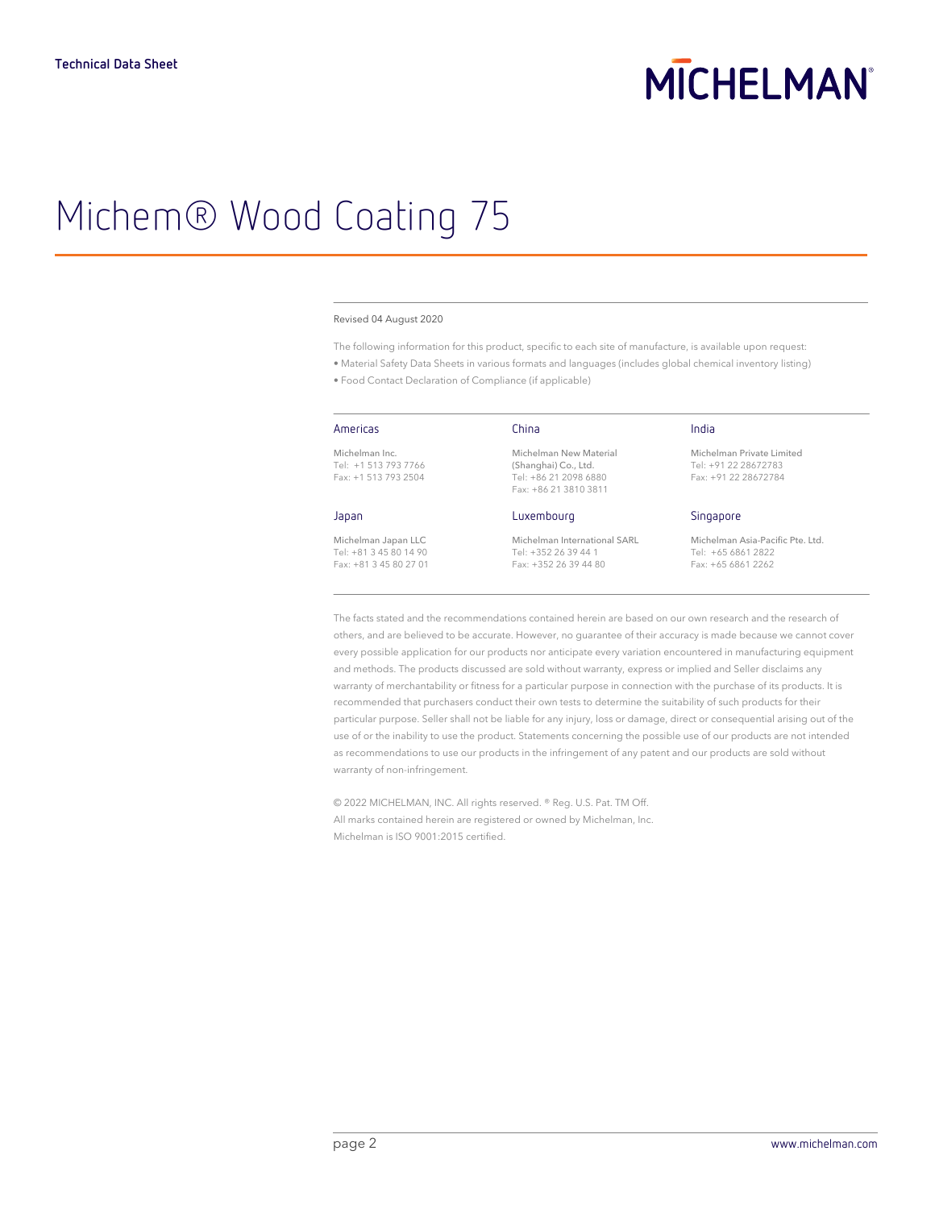# Michem® Wood Coating 75

Revised 04 August 2020

The following information for this product, specific to each site of manufacture, is available upon request:

- Material Safety Data Sheets in various formats and languages (includes global chemical inventory listing)
- Food Contact Declaration of Compliance (if applicable)

### Americas

Michelman Inc.
Tel: +1 513 793 7766
Fax: +1 513 793 2504

### China

Michelman New Material (Shanghai) Co., Ltd.
Tel: +86 21 2098 6880
Fax: +86 21 3810 3811

### India

Michelman Private Limited
Tel: +91 22 28672783
Fax: +91 22 28672784

### Japan

Michelman Japan LLC
Tel: +81 3 45 80 14 90
Fax: +81 3 45 80 27 01

### Luxembourg

Michelman International SARL
Tel: +352 26 39 44 1
Fax: +352 26 39 44 80

### Singapore

Michelman Asia-Pacific Pte. Ltd.
Tel: +65 6861 2822
Fax: +65 6861 2262

The facts stated and the recommendations contained herein are based on our own research and the research of others, and are believed to be accurate. However, no guarantee of their accuracy is made because we cannot cover every possible application for our products nor anticipate every variation encountered in manufacturing equipment and methods. The products discussed are sold without warranty, express or implied and Seller disclaims any warranty of merchantability or fitness for a particular purpose in connection with the purchase of its products. It is recommended that purchasers conduct their own tests to determine the suitability of such products for their particular purpose. Seller shall not be liable for any injury, loss or damage, direct or consequential arising out of the use of or the inability to use the product. Statements concerning the possible use of our products are not intended as recommendations to use our products in the infringement of any patent and our products are sold without warranty of non-infringement.

© 2022 MICHELMAN, INC. All rights reserved. ® Reg. U.S. Pat. TM Off.
All marks contained herein are registered or owned by Michelman, Inc.
Michelman is ISO 9001:2015 certified.